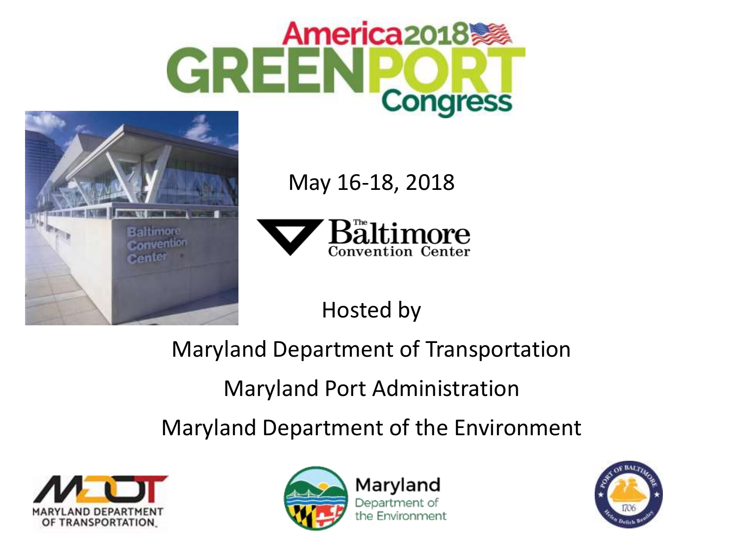# America 2018 GREENPORT Congress

May 16-18, 2018

The Baltimore Convention Center

Hosted by

Maryland Department of Transportation

Maryland Port Administration

Maryland Department of the Environment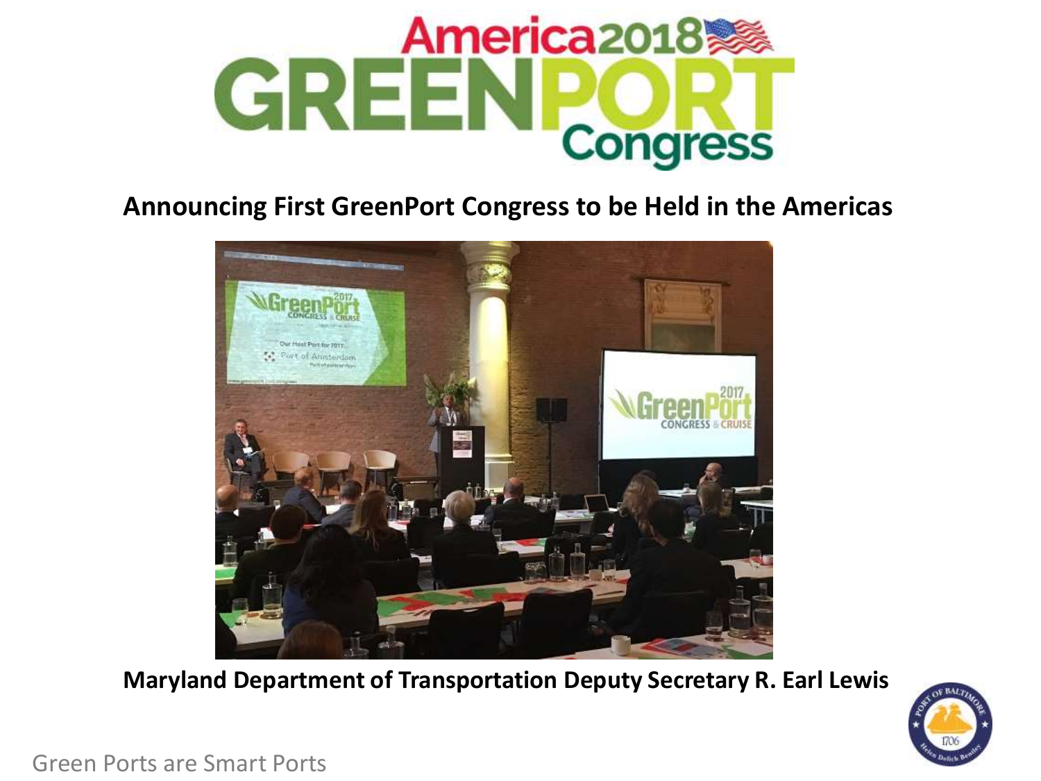# America 2018 GREENPORT Congress

**Announcing First GreenPort Congress to be Held in the Americas**

**Maryland Department of Transportation Deputy Secretary R. Earl Lewis**

Green Ports are Smart Ports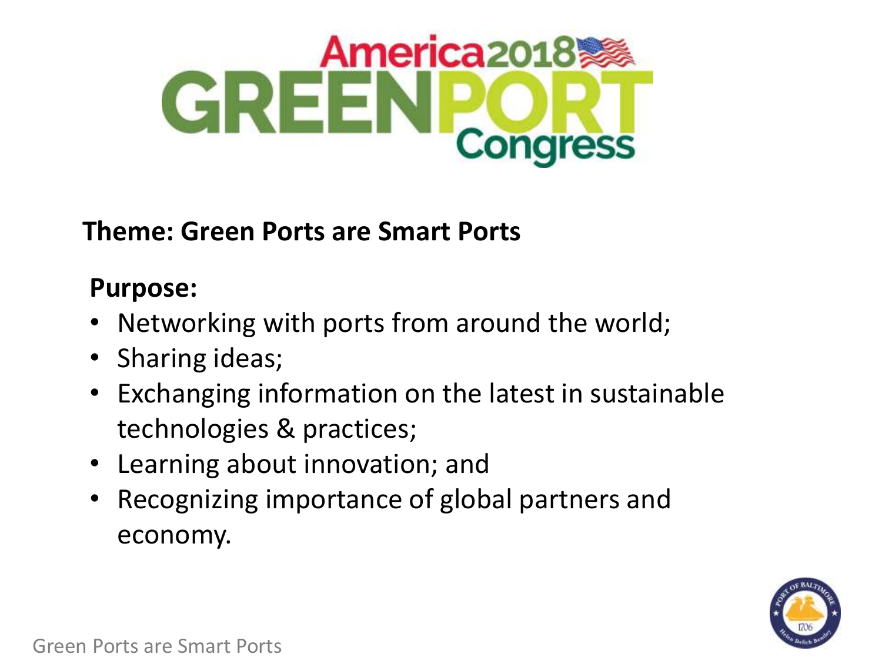# America 2018 GREENPORT Congress

**Theme: Green Ports are Smart Ports**

**Purpose:**

- Networking with ports from around the world;
- Sharing ideas;
- Exchanging information on the latest in sustainable technologies & practices;
- Learning about innovation; and
- Recognizing importance of global partners and economy.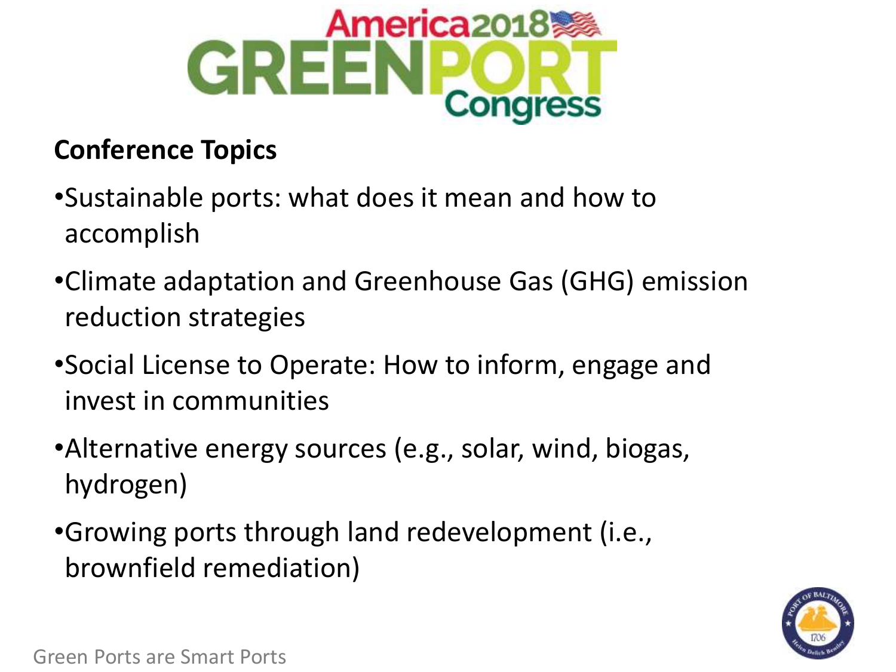America2018 GREENPORT Congress

**Conference Topics**

- Sustainable ports: what does it mean and how to accomplish
- Climate adaptation and Greenhouse Gas (GHG) emission reduction strategies
- Social License to Operate: How to inform, engage and invest in communities
- Alternative energy sources (e.g., solar, wind, biogas, hydrogen)
- Growing ports through land redevelopment (i.e., brownfield remediation)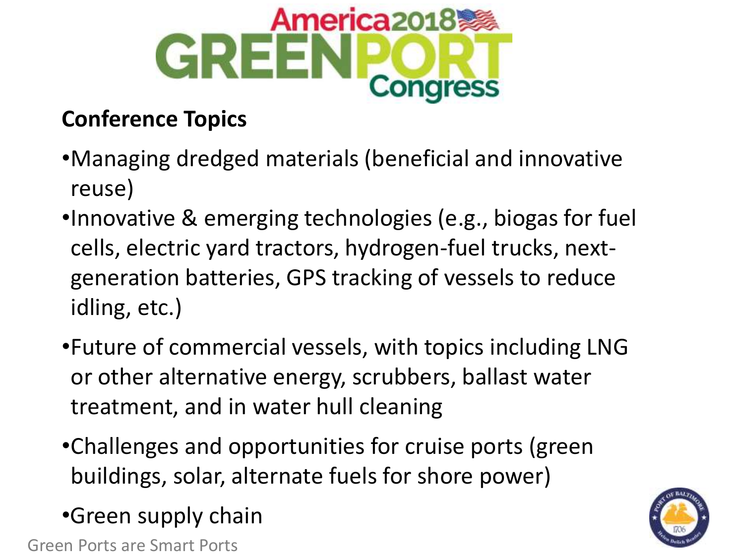America2018 GREENPORT Congress

## Conference Topics

- Managing dredged materials (beneficial and innovative reuse)
- Innovative & emerging technologies (e.g., biogas for fuel cells, electric yard tractors, hydrogen-fuel trucks, next-generation batteries, GPS tracking of vessels to reduce idling, etc.)
- Future of commercial vessels, with topics including LNG or other alternative energy, scrubbers, ballast water treatment, and in water hull cleaning
- Challenges and opportunities for cruise ports (green buildings, solar, alternate fuels for shore power)
- Green supply chain

Green Ports are Smart Ports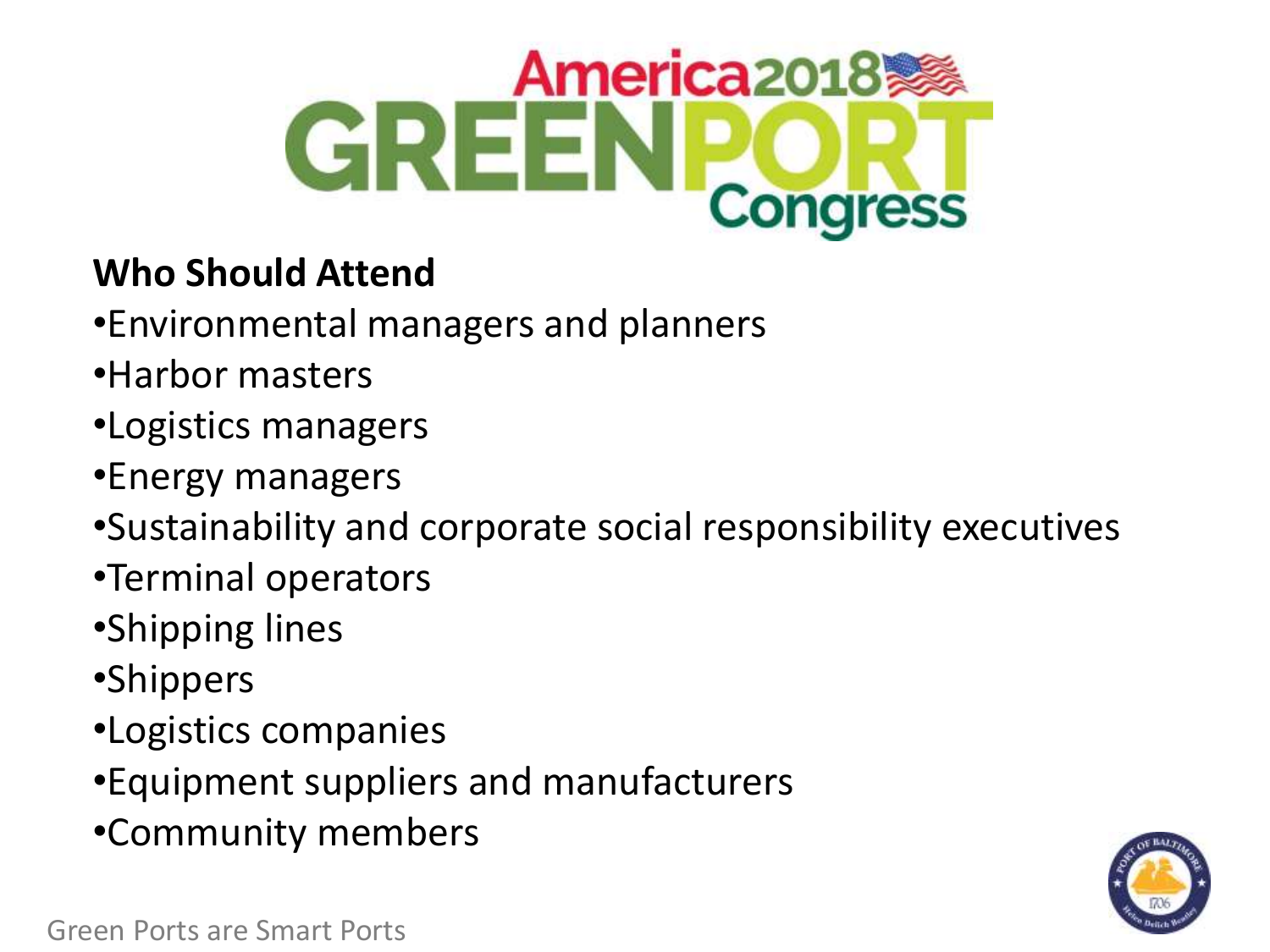America2018 GREENPORT Congress

**Who Should Attend**

- Environmental managers and planners
- Harbor masters
- Logistics managers
- Energy managers
- Sustainability and corporate social responsibility executives
- Terminal operators
- Shipping lines
- Shippers
- Logistics companies
- Equipment suppliers and manufacturers
- Community members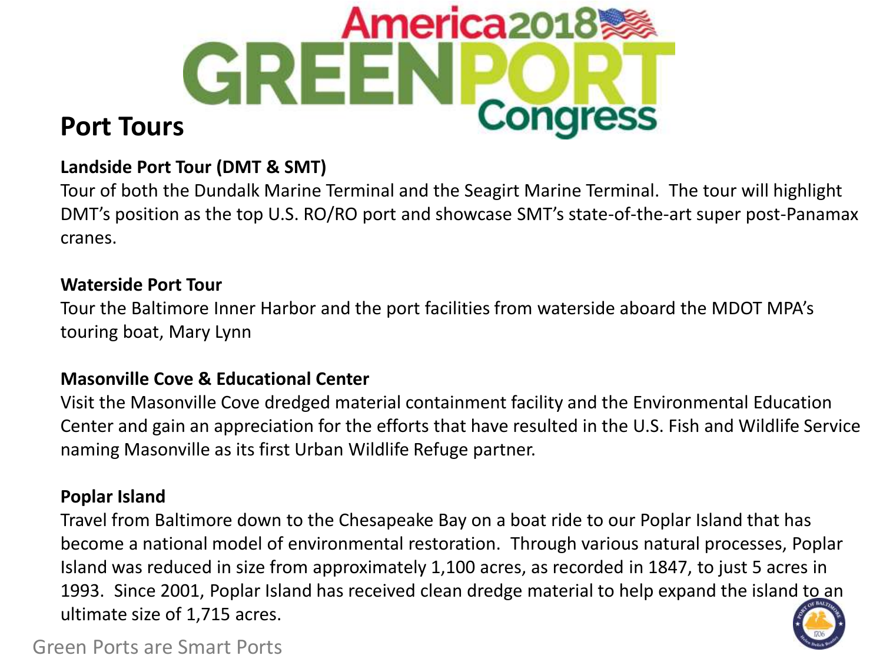# Port Tours

### Landside Port Tour (DMT & SMT)

Tour of both the Dundalk Marine Terminal and the Seagirt Marine Terminal. The tour will highlight DMT's position as the top U.S. RO/RO port and showcase SMT's state-of-the-art super post-Panamax cranes.

### Waterside Port Tour

Tour the Baltimore Inner Harbor and the port facilities from waterside aboard the MDOT MPA's touring boat, Mary Lynn

### Masonville Cove & Educational Center

Visit the Masonville Cove dredged material containment facility and the Environmental Education Center and gain an appreciation for the efforts that have resulted in the U.S. Fish and Wildlife Service naming Masonville as its first Urban Wildlife Refuge partner.

### Poplar Island

Travel from Baltimore down to the Chesapeake Bay on a boat ride to our Poplar Island that has become a national model of environmental restoration. Through various natural processes, Poplar Island was reduced in size from approximately 1,100 acres, as recorded in 1847, to just 5 acres in 1993. Since 2001, Poplar Island has received clean dredge material to help expand the island to an ultimate size of 1,715 acres.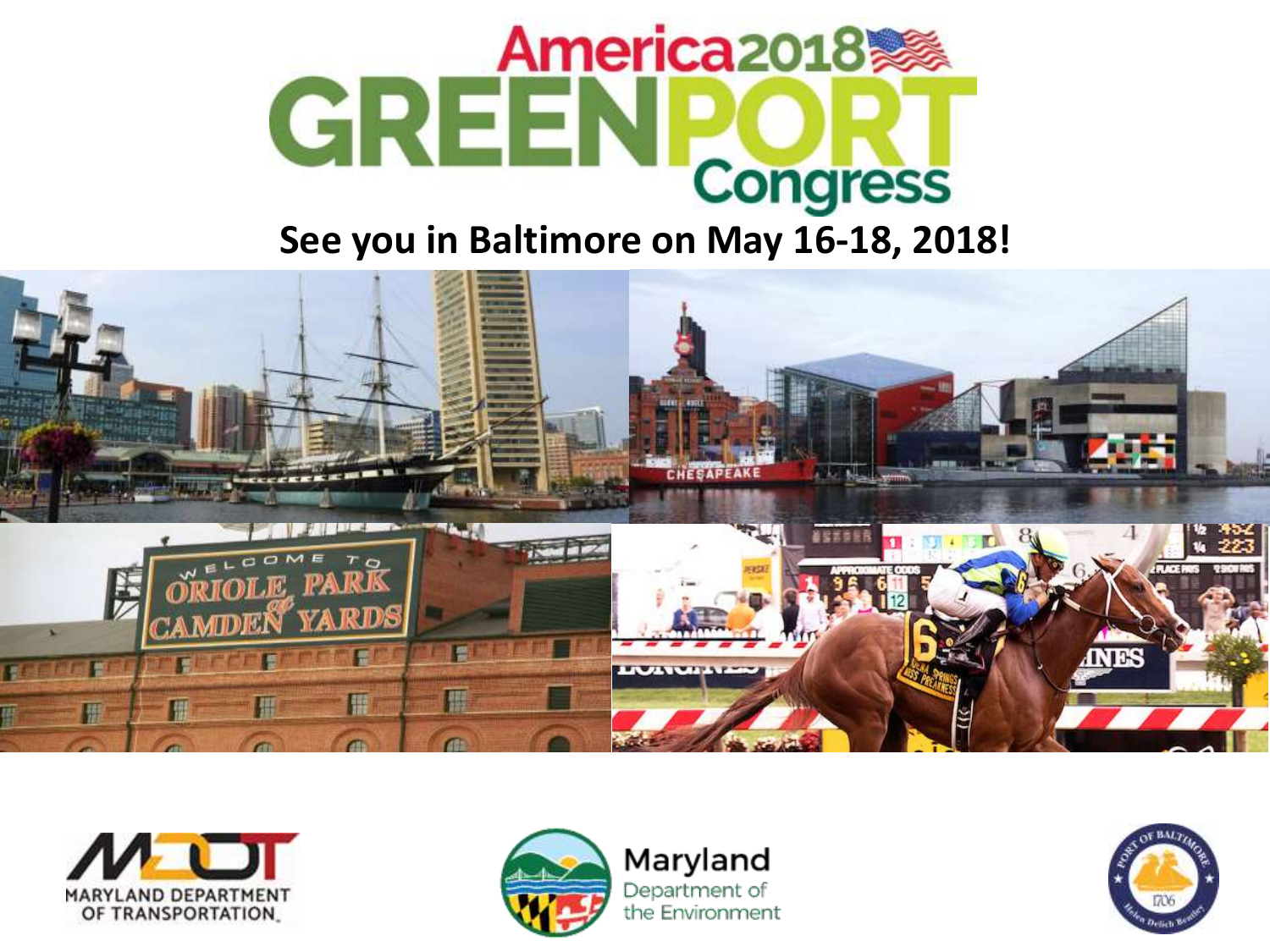# America2018 GREENPORT Congress

**See you in Baltimore on May 16-18, 2018!**

MARYLAND DEPARTMENT OF TRANSPORTATION

Maryland Department of the Environment